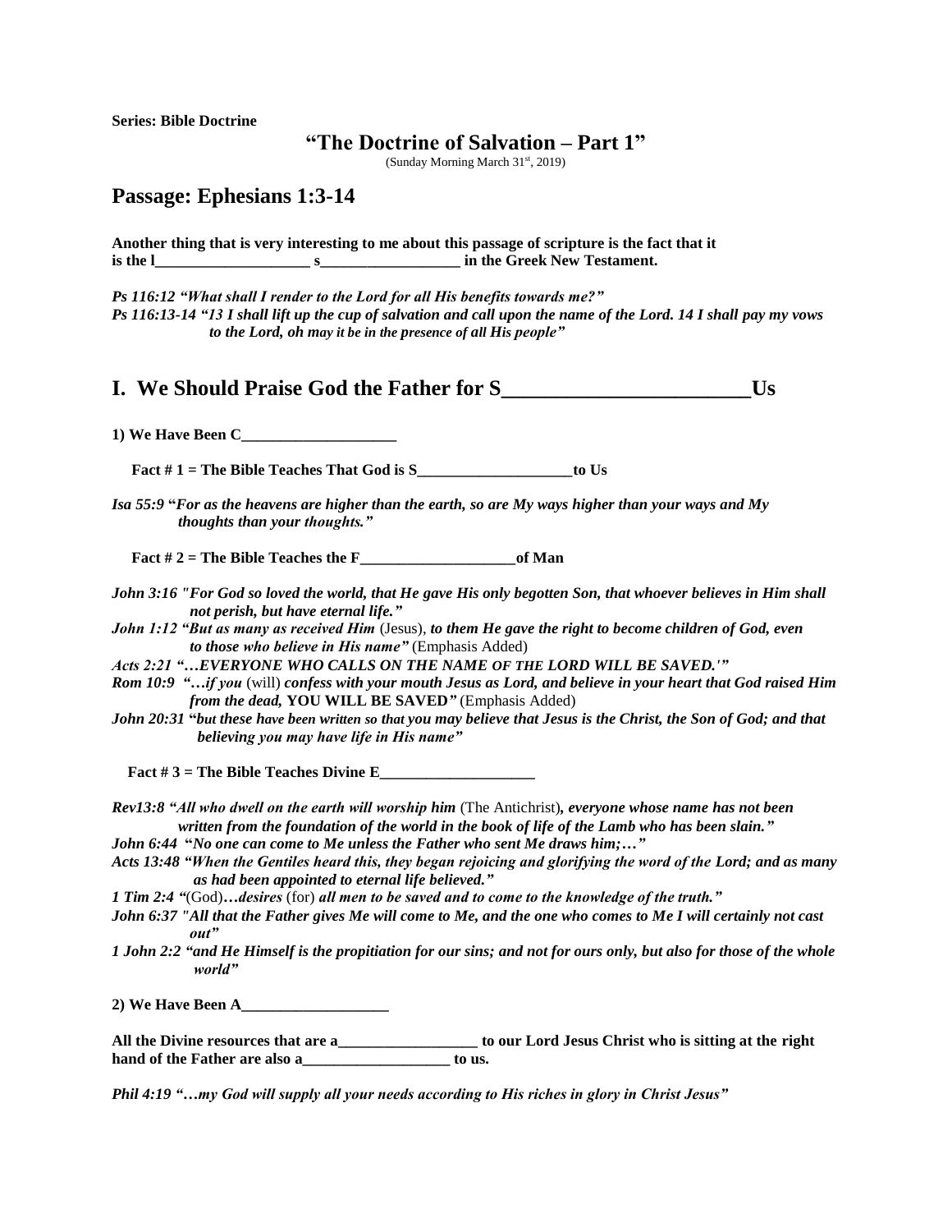**Series: Bible Doctrine**

# "The Doctrine of Salvation – Part 1"

(Sunday Morning March 31st, 2019)

## Passage: Ephesians 1:3-14

**Another thing that is very interesting to me about this passage of scripture is the fact that it is the l____________________ s__________________ in the Greek New Testament.**

***Ps 116:12 "What shall I render to the Lord for all His benefits towards me?"***
***Ps 116:13-14 "13 I shall lift up the cup of salvation and call upon the name of the Lord. 14 I shall pay my vows to the Lord, oh may it be in the presence of all His people"***

## I. We Should Praise God the Father for S________________________Us

**1) We Have Been C____________________**

**Fact # 1 = The Bible Teaches That God is S____________________to Us**

***Isa 55:9 "For as the heavens are higher than the earth, so are My ways higher than your ways and My thoughts than your thoughts."***

**Fact # 2 = The Bible Teaches the F____________________of Man**

***John 3:16 "For God so loved the world, that He gave His only begotten Son, that whoever believes in Him shall not perish, but have eternal life."***
***John 1:12 "But as many as received Him*** (Jesus), ***to them He gave the right to become children of God, even to those who believe in His name"*** (Emphasis Added)
***Acts 2:21 "…EVERYONE WHO CALLS ON THE NAME OF THE LORD WILL BE SAVED.'"***
***Rom 10:9 "…if you*** (will) ***confess with your mouth Jesus as Lord, and believe in your heart that God raised Him from the dead,*** **YOU WILL BE SAVED*"*** (Emphasis Added)
***John 20:31 "but these have been written so that you may believe that Jesus is the Christ, the Son of God; and that believing you may have life in His name"***

**Fact # 3 = The Bible Teaches Divine E____________________**

***Rev13:8 "All who dwell on the earth will worship him*** (The Antichrist)***, everyone whose name has not been written from the foundation of the world in the book of life of the Lamb who has been slain."***
***John 6:44 "No one can come to Me unless the Father who sent Me draws him;…"***
***Acts 13:48 "When the Gentiles heard this, they began rejoicing and glorifying the word of the Lord; and as many as had been appointed to eternal life believed."***
***1 Tim 2:4 "***(God)***…desires*** (for) ***all men to be saved and to come to the knowledge of the truth."***
***John 6:37 "All that the Father gives Me will come to Me, and the one who comes to Me I will certainly not cast out"***
***1 John 2:2 "and He Himself is the propitiation for our sins; and not for ours only, but also for those of the whole world"***

**2) We Have Been A___________________**

**All the Divine resources that are a__________________ to our Lord Jesus Christ who is sitting at the right hand of the Father are also a___________________ to us.**

***Phil 4:19 "…my God will supply all your needs according to His riches in glory in Christ Jesus"***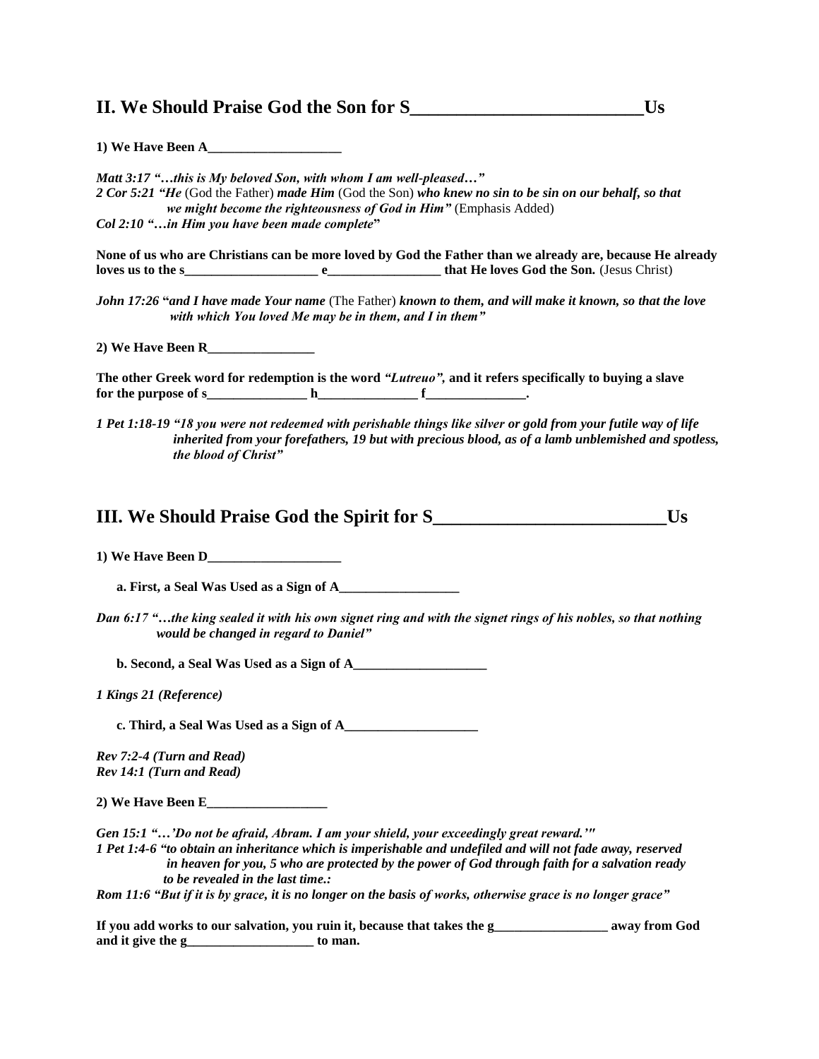## II. We Should Praise God the Son for S_________________________Us

**1) We Have Been A____________________**

***Matt 3:17 "…this is My beloved Son, with whom I am well-pleased…"***
***2 Cor 5:21 "He*** (God the Father) ***made Him*** (God the Son) ***who knew no sin to be sin on our behalf, so that we might become the righteousness of God in Him"*** (Emphasis Added)
***Col 2:10 "…in Him you have been made complete*"**

**None of us who are Christians can be more loved by God the Father than we already are, because He already loves us to the s____________________ e_________________ that He loves God the Son.** (Jesus Christ)

***John 17:26* "*and I have made Your name*** (The Father) ***known to them, and will make it known, so that the love with which You loved Me may be in them, and I in them"***

**2) We Have Been R________________**

**The other Greek word for redemption is the word *"Lutreuo"*, and it refers specifically to buying a slave for the purpose of s_______________ h_______________ f_______________.**

***1 Pet 1:18-19 "18 you were not redeemed with perishable things like silver or gold from your futile way of life inherited from your forefathers, 19 but with precious blood, as of a lamb unblemished and spotless, the blood of Christ"***

## III. We Should Praise God the Spirit for S_________________________Us

**1) We Have Been D____________________**

**a. First, a Seal Was Used as a Sign of A__________________**

***Dan 6:17 "…the king sealed it with his own signet ring and with the signet rings of his nobles, so that nothing would be changed in regard to Daniel"***

**b. Second, a Seal Was Used as a Sign of A____________________**

***1 Kings 21 (Reference)***

**c. Third, a Seal Was Used as a Sign of A____________________**

***Rev 7:2-4 (Turn and Read)***
***Rev 14:1 (Turn and Read)***

**2) We Have Been E__________________**

***Gen 15:1 "…'Do not be afraid, Abram. I am your shield, your exceedingly great reward.'"***
***1 Pet 1:4-6 "to obtain an inheritance which is imperishable and undefiled and will not fade away, reserved in heaven for you, 5 who are protected by the power of God through faith for a salvation ready to be revealed in the last time.:***
***Rom 11:6 "But if it is by grace, it is no longer on the basis of works, otherwise grace is no longer grace"***

**If you add works to our salvation, you ruin it, because that takes the g_________________ away from God and it give the g___________________ to man.**